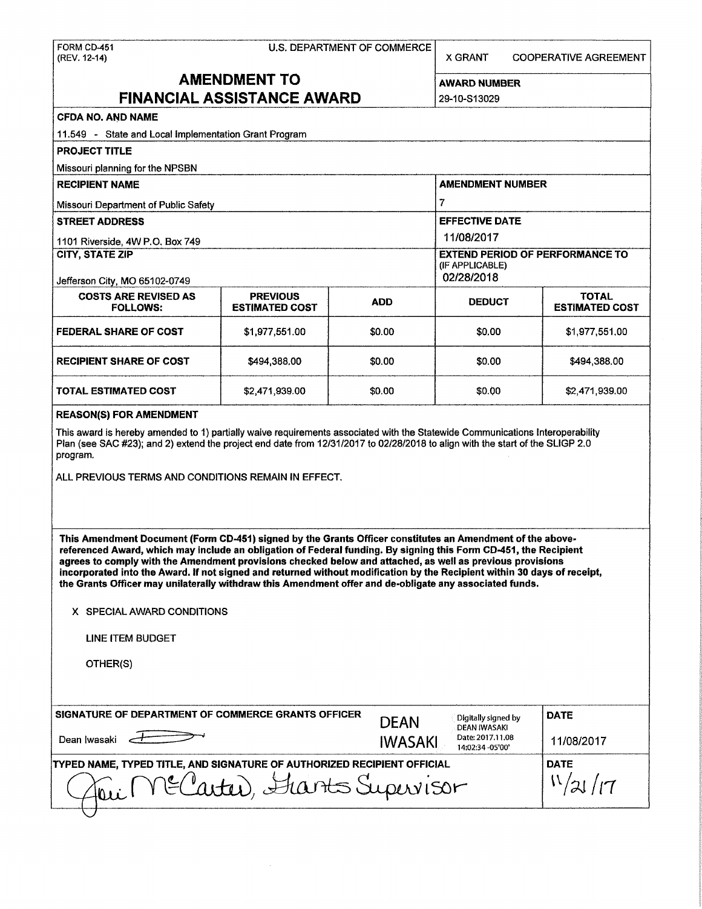FORM CD-451
(REV. 12-14)

U.S. DEPARTMENT OF COMMERCE

X GRANT     COOPERATIVE AGREEMENT

# AMENDMENT TO FINANCIAL ASSISTANCE AWARD

**AWARD NUMBER**
29-10-S13029

**CFDA NO. AND NAME**
11.549 - State and Local Implementation Grant Program

**PROJECT TITLE**
Missouri planning for the NPSBN

**RECIPIENT NAME**
Missouri Department of Public Safety

**AMENDMENT NUMBER**
7

**STREET ADDRESS**
1101 Riverside, 4W P.O. Box 749

**EFFECTIVE DATE**
11/08/2017

**CITY, STATE ZIP**
Jefferson City, MO 65102-0749

**EXTEND PERIOD OF PERFORMANCE TO** (IF APPLICABLE)
02/28/2018

| COSTS ARE REVISED AS FOLLOWS: | PREVIOUS ESTIMATED COST | ADD | DEDUCT | TOTAL ESTIMATED COST |
|---|---|---|---|---|
| FEDERAL SHARE OF COST | $1,977,551.00 | $0.00 | $0.00 | $1,977,551.00 |
| RECIPIENT SHARE OF COST | $494,388.00 | $0.00 | $0.00 | $494,388.00 |
| TOTAL ESTIMATED COST | $2,471,939.00 | $0.00 | $0.00 | $2,471,939.00 |

**REASON(S) FOR AMENDMENT**

This award is hereby amended to 1) partially waive requirements associated with the Statewide Communications Interoperability Plan (see SAC #23); and 2) extend the project end date from 12/31/2017 to 02/28/2018 to align with the start of the SLIGP 2.0 program.

ALL PREVIOUS TERMS AND CONDITIONS REMAIN IN EFFECT.

**This Amendment Document (Form CD-451) signed by the Grants Officer constitutes an Amendment of the above-referenced Award, which may include an obligation of Federal funding. By signing this Form CD-451, the Recipient agrees to comply with the Amendment provisions checked below and attached, as well as previous provisions incorporated into the Award. If not signed and returned without modification by the Recipient within 30 days of receipt, the Grants Officer may unilaterally withdraw this Amendment offer and de-obligate any associated funds.**

X SPECIAL AWARD CONDITIONS

LINE ITEM BUDGET

OTHER(S)

**SIGNATURE OF DEPARTMENT OF COMMERCE GRANTS OFFICER**
Dean Iwasaki

DEAN IWASAKI — Digitally signed by DEAN IWASAKI Date: 2017.11.08 14:02:34 -05'00'

**DATE**
11/08/2017

**TYPED NAME, TYPED TITLE, AND SIGNATURE OF AUTHORIZED RECIPIENT OFFICIAL**
Joni McCarter, Grants Supervisor

**DATE**
11/21/17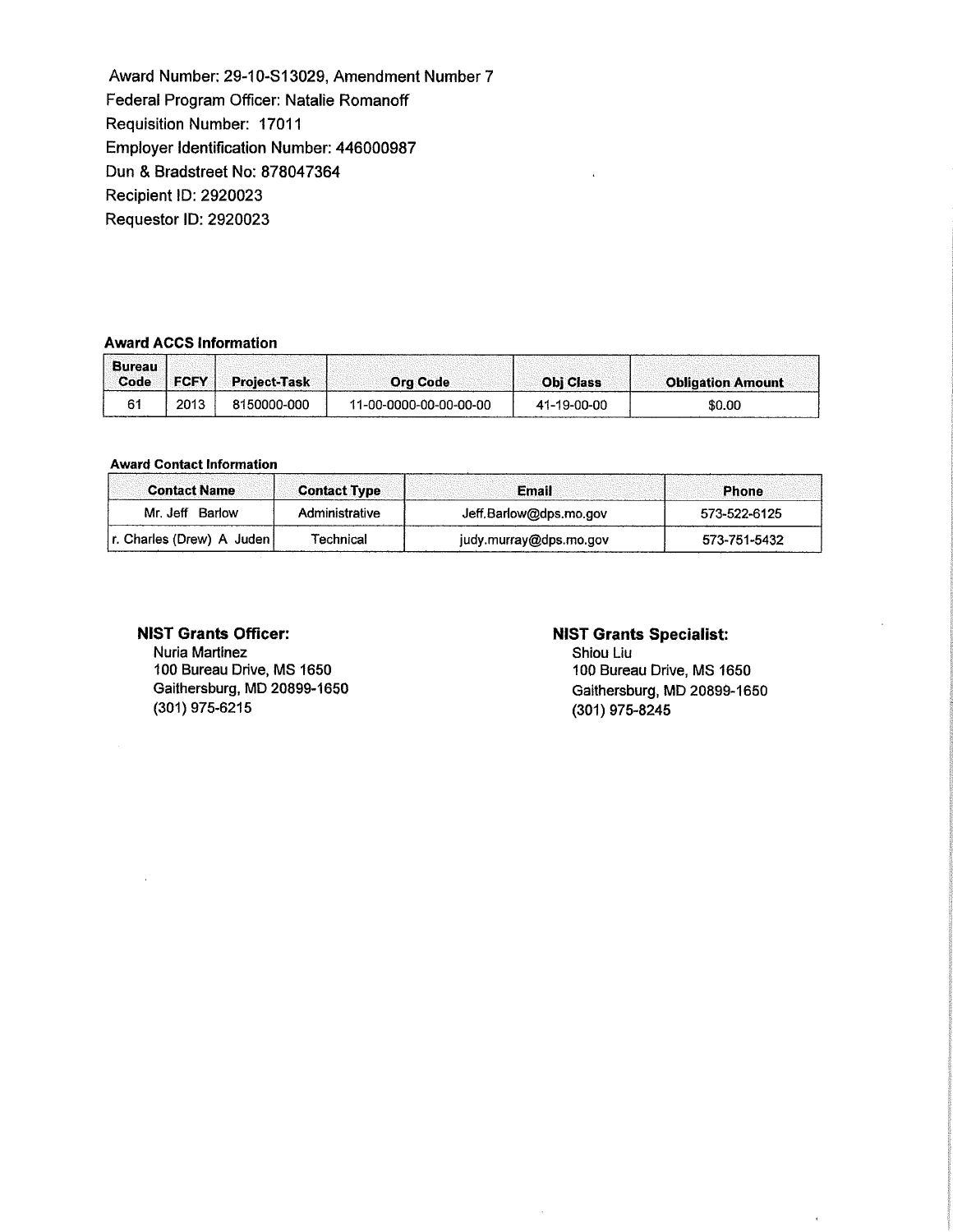Award Number: 29-10-S13029, Amendment Number 7
Federal Program Officer: Natalie Romanoff
Requisition Number: 17011
Employer Identification Number: 446000987
Dun & Bradstreet No: 878047364
Recipient ID: 2920023
Requestor ID: 2920023

**Award ACCS Information**

| Bureau Code | FCFY | Project-Task | Org Code | Obj Class | Obligation Amount |
|---|---|---|---|---|---|
| 61 | 2013 | 8150000-000 | 11-00-0000-00-00-00-00 | 41-19-00-00 | $0.00 |

**Award Contact Information**

| Contact Name | Contact Type | Email | Phone |
|---|---|---|---|
| Mr. Jeff Barlow | Administrative | Jeff.Barlow@dps.mo.gov | 573-522-6125 |
| r. Charles (Drew) A Juden | Technical | judy.murray@dps.mo.gov | 573-751-5432 |

**NIST Grants Officer:**
Nuria Martinez
100 Bureau Drive, MS 1650
Gaithersburg, MD 20899-1650
(301) 975-6215

**NIST Grants Specialist:**
Shiou Liu
100 Bureau Drive, MS 1650
Gaithersburg, MD 20899-1650
(301) 975-8245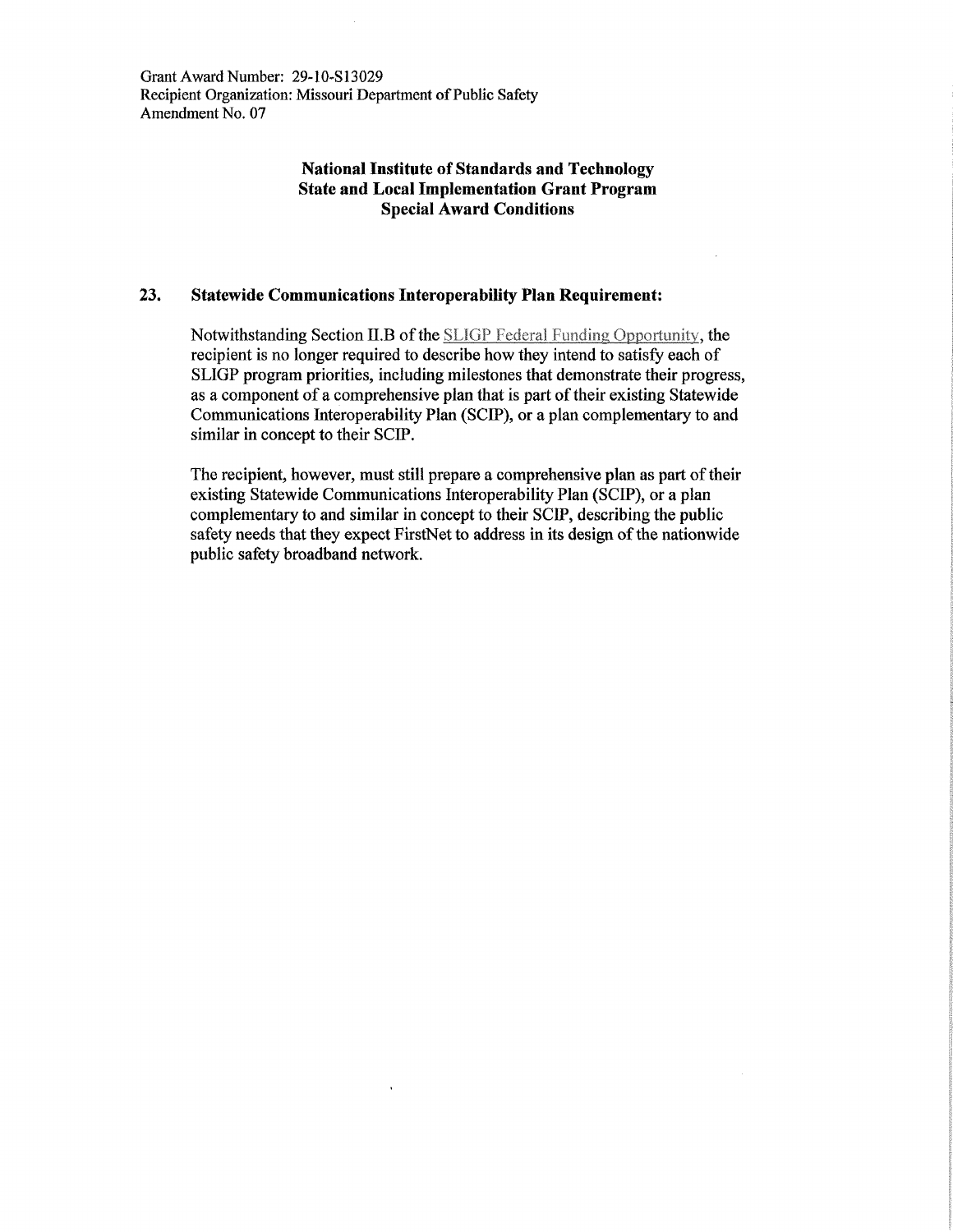Grant Award Number: 29-10-S13029
Recipient Organization: Missouri Department of Public Safety
Amendment No. 07

**National Institute of Standards and Technology**
**State and Local Implementation Grant Program**
**Special Award Conditions**

## 23. Statewide Communications Interoperability Plan Requirement:

Notwithstanding Section II.B of the SLIGP Federal Funding Opportunity, the recipient is no longer required to describe how they intend to satisfy each of SLIGP program priorities, including milestones that demonstrate their progress, as a component of a comprehensive plan that is part of their existing Statewide Communications Interoperability Plan (SCIP), or a plan complementary to and similar in concept to their SCIP.

The recipient, however, must still prepare a comprehensive plan as part of their existing Statewide Communications Interoperability Plan (SCIP), or a plan complementary to and similar in concept to their SCIP, describing the public safety needs that they expect FirstNet to address in its design of the nationwide public safety broadband network.